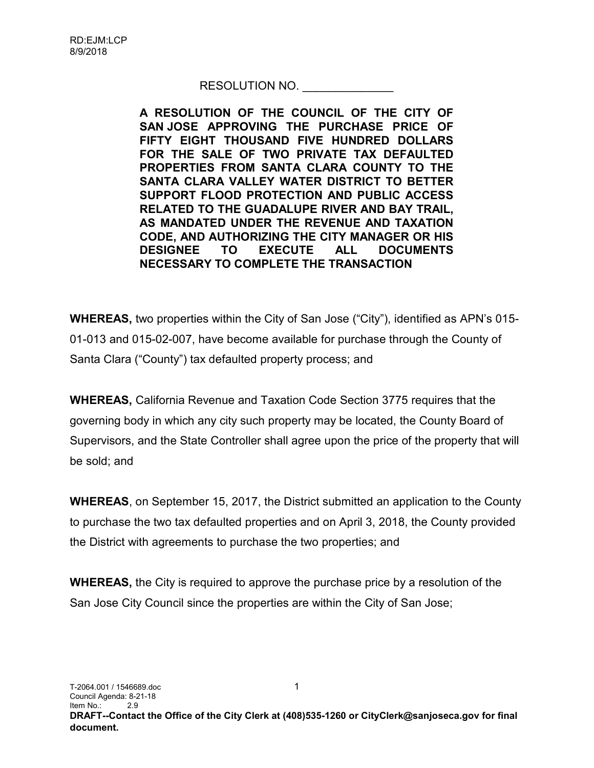RD:EJM:LCP
8/9/2018

RESOLUTION NO. ______________

**A RESOLUTION OF THE COUNCIL OF THE CITY OF SAN JOSE APPROVING THE PURCHASE PRICE OF FIFTY EIGHT THOUSAND FIVE HUNDRED DOLLARS FOR THE SALE OF TWO PRIVATE TAX DEFAULTED PROPERTIES FROM SANTA CLARA COUNTY TO THE SANTA CLARA VALLEY WATER DISTRICT TO BETTER SUPPORT FLOOD PROTECTION AND PUBLIC ACCESS RELATED TO THE GUADALUPE RIVER AND BAY TRAIL, AS MANDATED UNDER THE REVENUE AND TAXATION CODE, AND AUTHORIZING THE CITY MANAGER OR HIS DESIGNEE TO EXECUTE ALL DOCUMENTS NECESSARY TO COMPLETE THE TRANSACTION**

**WHEREAS,** two properties within the City of San Jose ("City"), identified as APN's 015-01-013 and 015-02-007, have become available for purchase through the County of Santa Clara ("County") tax defaulted property process; and

**WHEREAS,** California Revenue and Taxation Code Section 3775 requires that the governing body in which any city such property may be located, the County Board of Supervisors, and the State Controller shall agree upon the price of the property that will be sold; and

**WHEREAS**, on September 15, 2017, the District submitted an application to the County to purchase the two tax defaulted properties and on April 3, 2018, the County provided the District with agreements to purchase the two properties; and

**WHEREAS,** the City is required to approve the purchase price by a resolution of the San Jose City Council since the properties are within the City of San Jose;

T-2064.001 / 1546689.doc
Council Agenda: 8-21-18
Item No.: 2.9
**DRAFT--Contact the Office of the City Clerk at (408)535-1260 or CityClerk@sanjoseca.gov for final document.**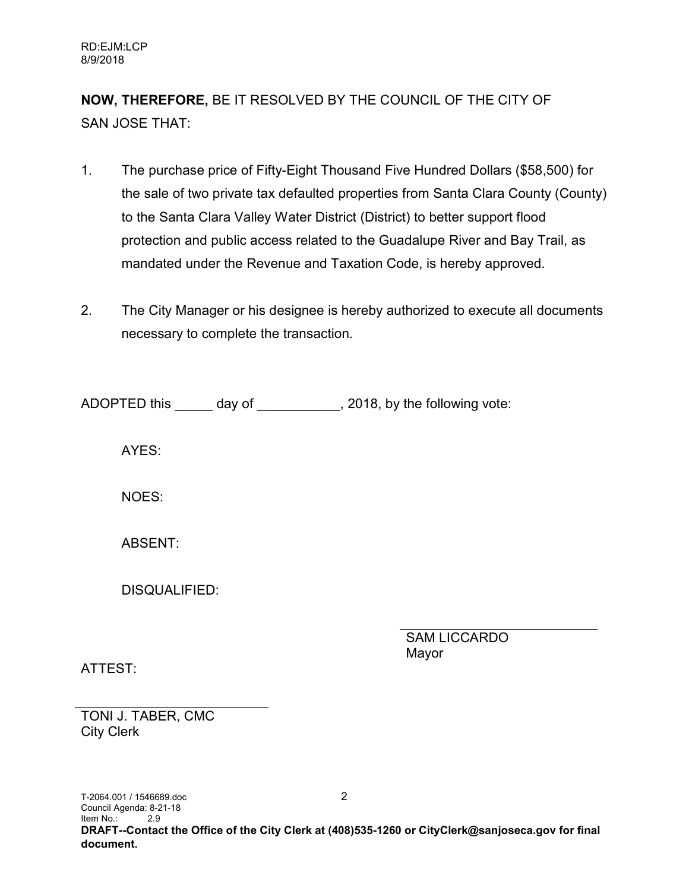**NOW, THEREFORE,** BE IT RESOLVED BY THE COUNCIL OF THE CITY OF SAN JOSE THAT:

1. The purchase price of Fifty-Eight Thousand Five Hundred Dollars ($58,500) for the sale of two private tax defaulted properties from Santa Clara County (County) to the Santa Clara Valley Water District (District) to better support flood protection and public access related to the Guadalupe River and Bay Trail, as mandated under the Revenue and Taxation Code, is hereby approved.

2. The City Manager or his designee is hereby authorized to execute all documents necessary to complete the transaction.

ADOPTED this _____ day of ___________, 2018, by the following vote:

AYES:

NOES:

ABSENT:

DISQUALIFIED:

SAM LICCARDO
Mayor

ATTEST:

TONI J. TABER, CMC
City Clerk

**DRAFT--Contact the Office of the City Clerk at (408)535-1260 or CityClerk@sanjoseca.gov for final document.**